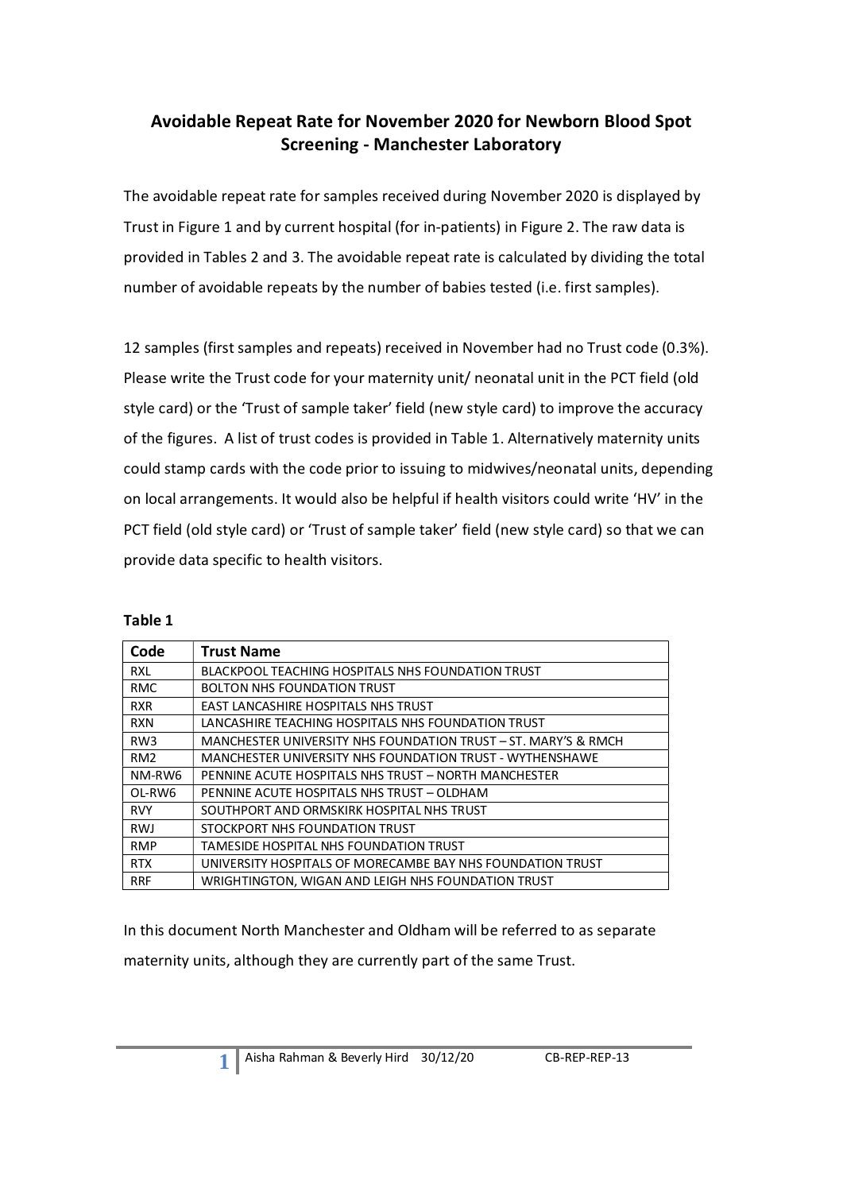# Avoidable Repeat Rate for November 2020 for Newborn Blood Spot Screening - Manchester Laboratory

The avoidable repeat rate for samples received during November 2020 is displayed by Trust in Figure 1 and by current hospital (for in-patients) in Figure 2. The raw data is provided in Tables 2 and 3. The avoidable repeat rate is calculated by dividing the total number of avoidable repeats by the number of babies tested (i.e. first samples).

12 samples (first samples and repeats) received in November had no Trust code (0.3%). Please write the Trust code for your maternity unit/ neonatal unit in the PCT field (old style card) or the 'Trust of sample taker' field (new style card) to improve the accuracy of the figures. A list of trust codes is provided in Table 1. Alternatively maternity units could stamp cards with the code prior to issuing to midwives/neonatal units, depending on local arrangements. It would also be helpful if health visitors could write 'HV' in the PCT field (old style card) or 'Trust of sample taker' field (new style card) so that we can provide data specific to health visitors.

**Table 1**

| Code | Trust Name |
|---|---|
| RXL | BLACKPOOL TEACHING HOSPITALS NHS FOUNDATION TRUST |
| RMC | BOLTON NHS FOUNDATION TRUST |
| RXR | EAST LANCASHIRE HOSPITALS NHS TRUST |
| RXN | LANCASHIRE TEACHING HOSPITALS NHS FOUNDATION TRUST |
| RW3 | MANCHESTER UNIVERSITY NHS FOUNDATION TRUST – ST. MARY'S & RMCH |
| RM2 | MANCHESTER UNIVERSITY NHS FOUNDATION TRUST - WYTHENSHAWE |
| NM-RW6 | PENNINE ACUTE HOSPITALS NHS TRUST – NORTH MANCHESTER |
| OL-RW6 | PENNINE ACUTE HOSPITALS NHS TRUST – OLDHAM |
| RVY | SOUTHPORT AND ORMSKIRK HOSPITAL NHS TRUST |
| RWJ | STOCKPORT NHS FOUNDATION TRUST |
| RMP | TAMESIDE HOSPITAL NHS FOUNDATION TRUST |
| RTX | UNIVERSITY HOSPITALS OF MORECAMBE BAY NHS FOUNDATION TRUST |
| RRF | WRIGHTINGTON, WIGAN AND LEIGH NHS FOUNDATION TRUST |

In this document North Manchester and Oldham will be referred to as separate maternity units, although they are currently part of the same Trust.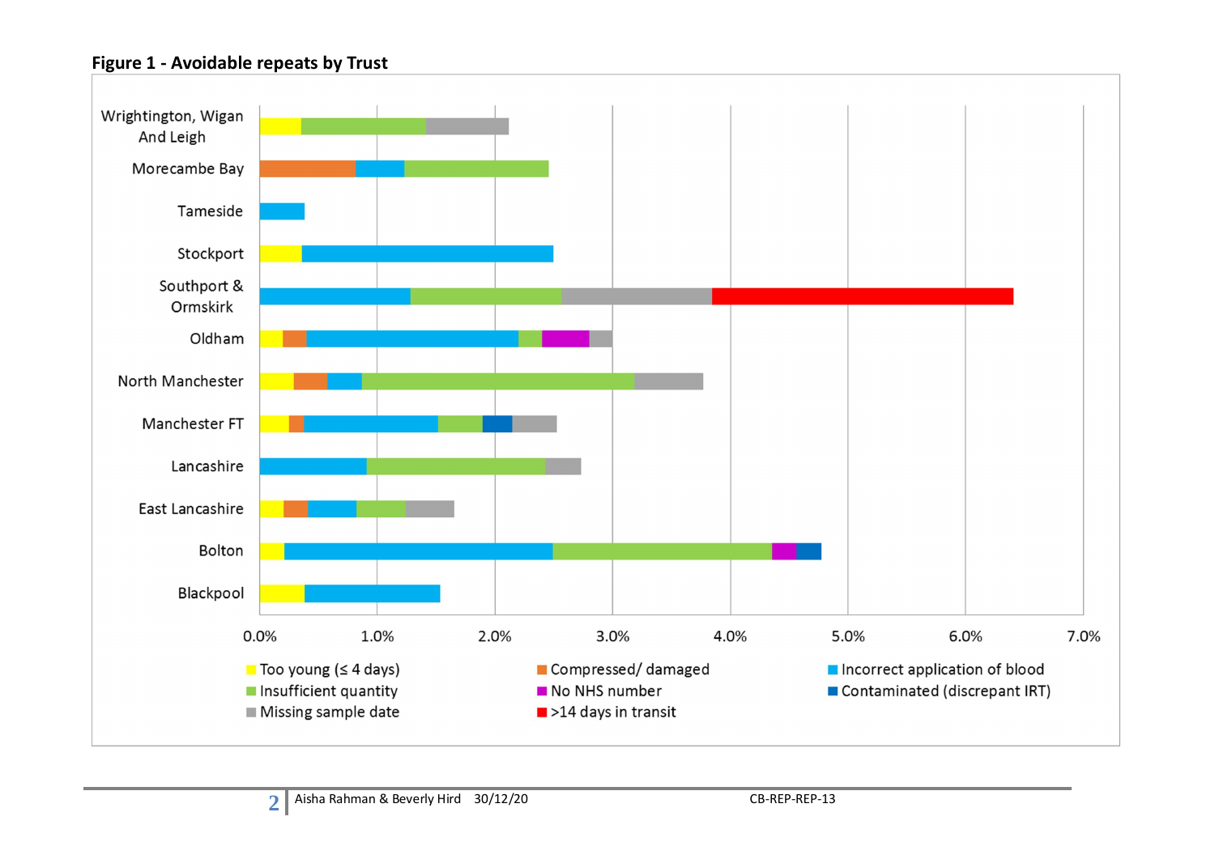**Figure 1 - Avoidable repeats by Trust**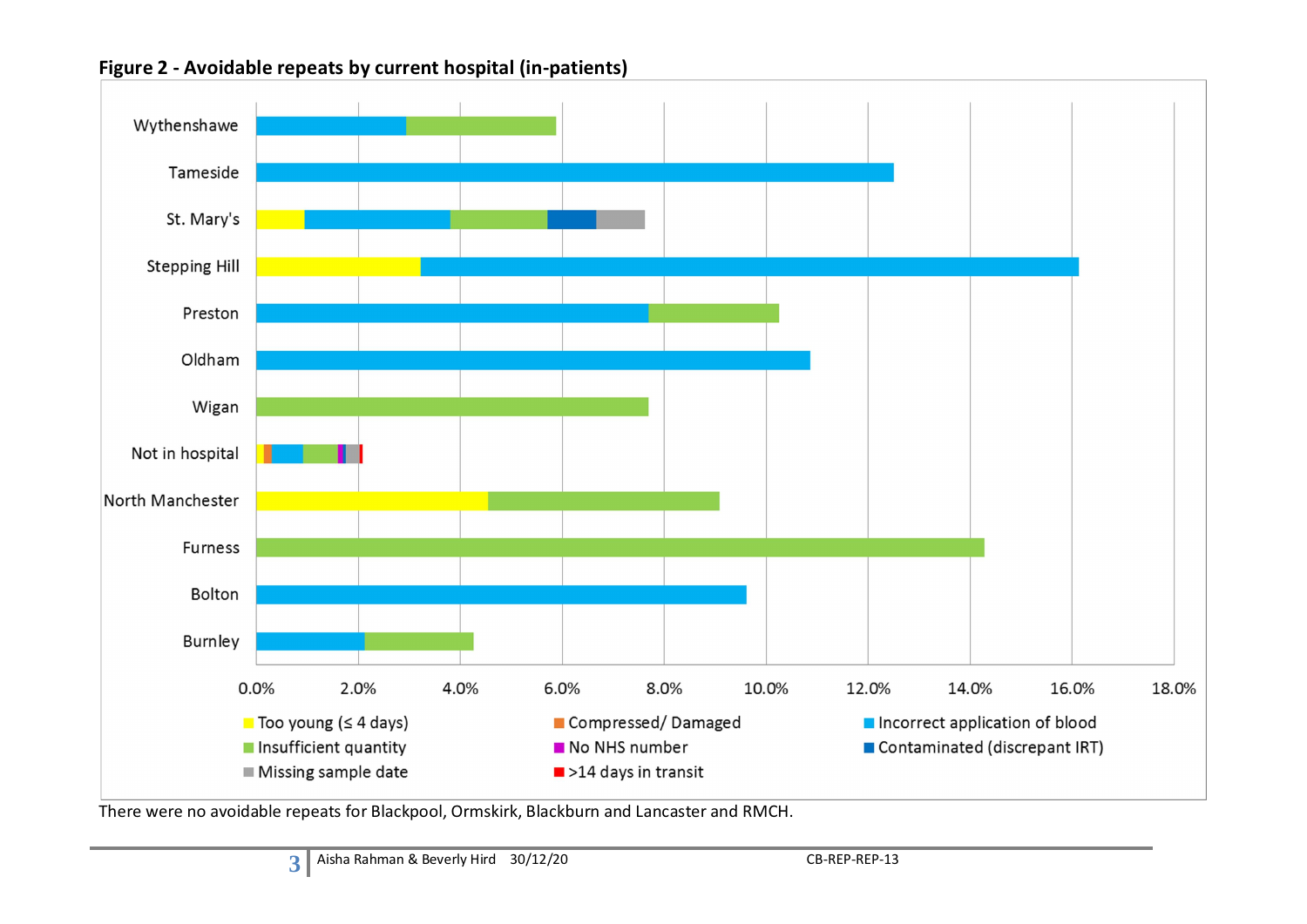**Figure 2 - Avoidable repeats by current hospital (in-patients)**

There were no avoidable repeats for Blackpool, Ormskirk, Blackburn and Lancaster and RMCH.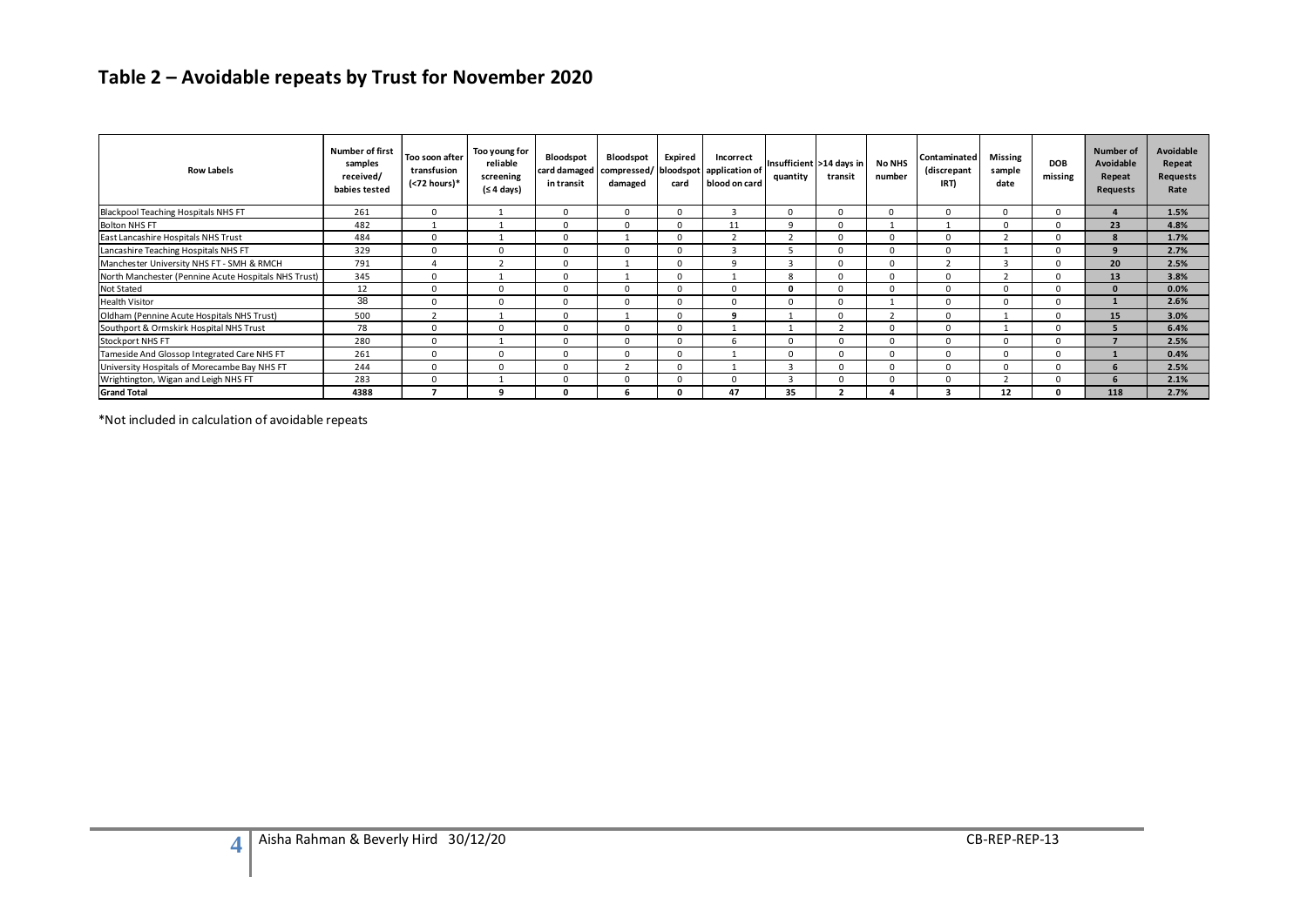## Table 2 – Avoidable repeats by Trust for November 2020

| Row Labels | Number of first samples received/ babies tested | Too soon after transfusion (<72 hours)* | Too young for reliable screening (≤ 4 days) | Bloodspot card damaged in transit | Bloodspot compressed/ damaged | Expired bloodspot card | Incorrect application of blood on card | Insufficient quantity | >14 days in transit | No NHS number | Contaminated (discrepant IRT) | Missing sample date | DOB missing | Number of Avoidable Repeat Requests | Avoidable Repeat Requests Rate |
|---|---|---|---|---|---|---|---|---|---|---|---|---|---|---|---|
| Blackpool Teaching Hospitals NHS FT | 261 | 0 | 1 | 0 | 0 | 0 | 3 | 0 | 0 | 0 | 0 | 0 | 0 | **4** | **1.5%** |
| Bolton NHS FT | 482 | 1 | 1 | 0 | 0 | 0 | 11 | 9 | 0 | 1 | 1 | 0 | 0 | **23** | **4.8%** |
| East Lancashire Hospitals NHS Trust | 484 | 0 | 1 | 0 | 1 | 0 | 2 | 2 | 0 | 0 | 0 | 2 | 0 | **8** | **1.7%** |
| Lancashire Teaching Hospitals NHS FT | 329 | 0 | 0 | 0 | 0 | 0 | 3 | 5 | 0 | 0 | 0 | 1 | 0 | **9** | **2.7%** |
| Manchester University NHS FT - SMH & RMCH | 791 | 4 | 2 | 0 | 1 | 0 | 9 | 3 | 0 | 0 | 2 | 3 | 0 | **20** | **2.5%** |
| North Manchester (Pennine Acute Hospitals NHS Trust) | 345 | 0 | 1 | 0 | 1 | 0 | 1 | 8 | 0 | 0 | 0 | 2 | 0 | **13** | **3.8%** |
| Not Stated | 12 | 0 | 0 | 0 | 0 | 0 | 0 | **0** | 0 | 0 | 0 | 0 | 0 | **0** | **0.0%** |
| Health Visitor | 38 | 0 | 0 | 0 | 0 | 0 | 0 | 0 | 0 | 1 | 0 | 0 | 0 | **1** | **2.6%** |
| Oldham (Pennine Acute Hospitals NHS Trust) | 500 | 2 | 1 | 0 | 1 | 0 | **9** | 1 | 0 | 2 | 0 | 1 | 0 | **15** | **3.0%** |
| Southport & Ormskirk Hospital NHS Trust | 78 | 0 | 0 | 0 | 0 | 0 | 1 | 1 | 2 | 0 | 0 | 1 | 0 | **5** | **6.4%** |
| Stockport NHS FT | 280 | 0 | 1 | 0 | 0 | 0 | 6 | 0 | 0 | 0 | 0 | 0 | 0 | **7** | **2.5%** |
| Tameside And Glossop Integrated Care NHS FT | 261 | 0 | 0 | 0 | 0 | 0 | 1 | 0 | 0 | 0 | 0 | 0 | 0 | **1** | **0.4%** |
| University Hospitals of Morecambe Bay NHS FT | 244 | 0 | 0 | 0 | 2 | 0 | 1 | 3 | 0 | 0 | 0 | 0 | 0 | **6** | **2.5%** |
| Wrightington, Wigan and Leigh NHS FT | 283 | 0 | 1 | 0 | 0 | 0 | 0 | 3 | 0 | 0 | 0 | 2 | 0 | **6** | **2.1%** |
| **Grand Total** | **4388** | **7** | **9** | **0** | **6** | **0** | **47** | **35** | **2** | **4** | **3** | **12** | **0** | **118** | **2.7%** |

*Not included in calculation of avoidable repeats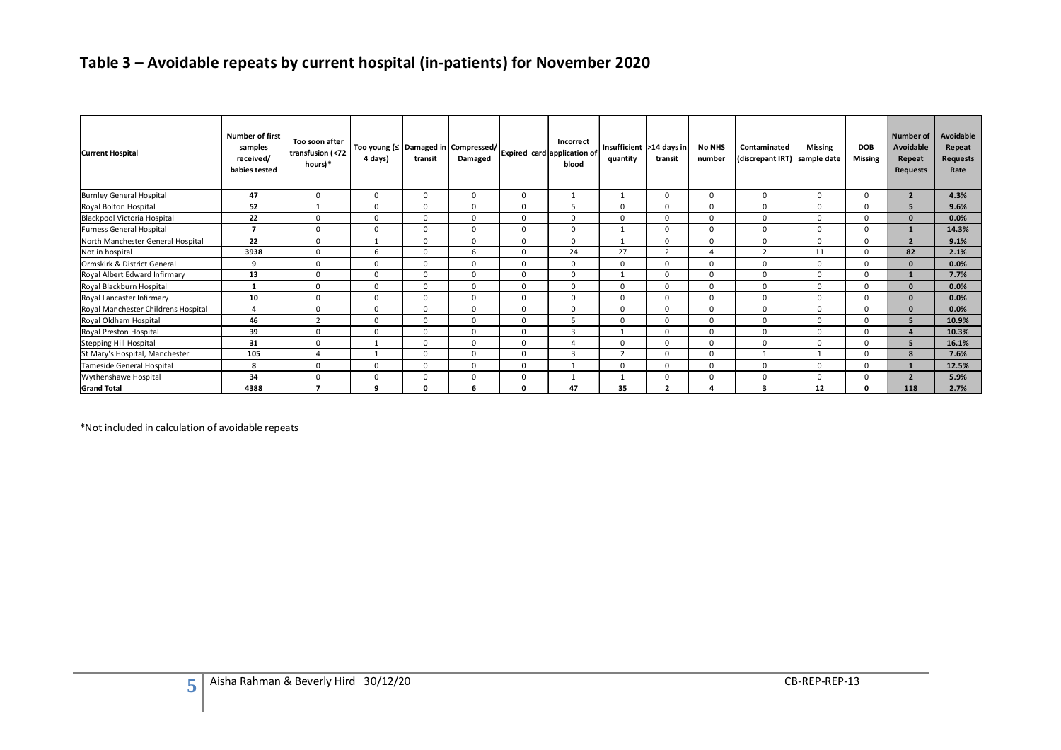## Table 3 – Avoidable repeats by current hospital (in-patients) for November 2020

| Current Hospital | Number of first samples received/ babies tested | Too soon after transfusion (<72 hours)* | Too young (≤ 4 days) | Damaged in transit | Compressed/ Damaged | Expired card | Incorrect application of blood | Insufficient quantity | >14 days in transit | No NHS number | Contaminated (discrepant IRT) | Missing sample date | DOB Missing | Number of Avoidable Repeat Requests | Avoidable Repeat Requests Rate |
|---|---|---|---|---|---|---|---|---|---|---|---|---|---|---|---|
| Burnley General Hospital | **47** | 0 | 0 | 0 | 0 | 0 | 1 | 1 | 0 | 0 | 0 | 0 | 0 | **2** | **4.3%** |
| Royal Bolton Hospital | **52** | 1 | 0 | 0 | 0 | 0 | 5 | 0 | 0 | 0 | 0 | 0 | 0 | **5** | **9.6%** |
| Blackpool Victoria Hospital | **22** | 0 | 0 | 0 | 0 | 0 | 0 | 0 | 0 | 0 | 0 | 0 | 0 | **0** | **0.0%** |
| Furness General Hospital | **7** | 0 | 0 | 0 | 0 | 0 | 0 | 1 | 0 | 0 | 0 | 0 | 0 | **1** | **14.3%** |
| North Manchester General Hospital | **22** | 0 | 1 | 0 | 0 | 0 | 0 | 1 | 0 | 0 | 0 | 0 | 0 | **2** | **9.1%** |
| Not in hospital | **3938** | 0 | 6 | 0 | 6 | 0 | 24 | 27 | 2 | 4 | 2 | 11 | 0 | **82** | **2.1%** |
| Ormskirk & District General | **9** | 0 | 0 | 0 | 0 | 0 | 0 | 0 | 0 | 0 | 0 | 0 | 0 | **0** | **0.0%** |
| Royal Albert Edward Infirmary | **13** | 0 | 0 | 0 | 0 | 0 | 0 | 1 | 0 | 0 | 0 | 0 | 0 | **1** | **7.7%** |
| Royal Blackburn Hospital | **1** | 0 | 0 | 0 | 0 | 0 | 0 | 0 | 0 | 0 | 0 | 0 | 0 | **0** | **0.0%** |
| Royal Lancaster Infirmary | **10** | 0 | 0 | 0 | 0 | 0 | 0 | 0 | 0 | 0 | 0 | 0 | 0 | **0** | **0.0%** |
| Royal Manchester Childrens Hospital | **4** | 0 | 0 | 0 | 0 | 0 | 0 | 0 | 0 | 0 | 0 | 0 | 0 | **0** | **0.0%** |
| Royal Oldham Hospital | **46** | 2 | 0 | 0 | 0 | 0 | 5 | 0 | 0 | 0 | 0 | 0 | 0 | **5** | **10.9%** |
| Royal Preston Hospital | **39** | 0 | 0 | 0 | 0 | 0 | 3 | 1 | 0 | 0 | 0 | 0 | 0 | **4** | **10.3%** |
| Stepping Hill Hospital | **31** | 0 | 1 | 0 | 0 | 0 | 4 | 0 | 0 | 0 | 0 | 0 | 0 | **5** | **16.1%** |
| St Mary's Hospital, Manchester | **105** | 4 | 1 | 0 | 0 | 0 | 3 | 2 | 0 | 0 | 1 | 1 | 0 | **8** | **7.6%** |
| Tameside General Hospital | **8** | 0 | 0 | 0 | 0 | 0 | 1 | 0 | 0 | 0 | 0 | 0 | 0 | **1** | **12.5%** |
| Wythenshawe Hospital | **34** | 0 | 0 | 0 | 0 | 0 | 1 | 1 | 0 | 0 | 0 | 0 | 0 | **2** | **5.9%** |
| **Grand Total** | **4388** | **7** | **9** | **0** | **6** | **0** | **47** | **35** | **2** | **4** | **3** | **12** | **0** | **118** | **2.7%** |

*Not included in calculation of avoidable repeats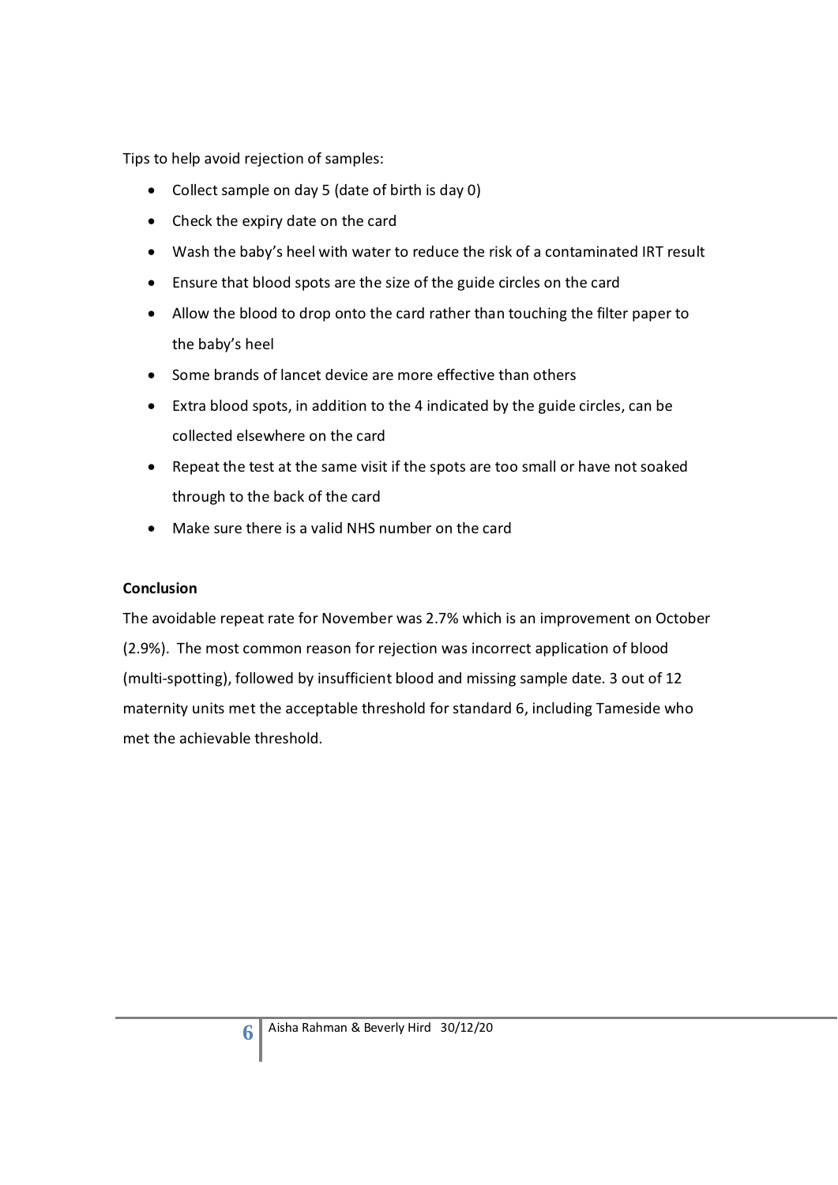Tips to help avoid rejection of samples:

- Collect sample on day 5 (date of birth is day 0)
- Check the expiry date on the card
- Wash the baby's heel with water to reduce the risk of a contaminated IRT result
- Ensure that blood spots are the size of the guide circles on the card
- Allow the blood to drop onto the card rather than touching the filter paper to the baby's heel
- Some brands of lancet device are more effective than others
- Extra blood spots, in addition to the 4 indicated by the guide circles, can be collected elsewhere on the card
- Repeat the test at the same visit if the spots are too small or have not soaked through to the back of the card
- Make sure there is a valid NHS number on the card

**Conclusion**

The avoidable repeat rate for November was 2.7% which is an improvement on October (2.9%). The most common reason for rejection was incorrect application of blood (multi-spotting), followed by insufficient blood and missing sample date. 3 out of 12 maternity units met the acceptable threshold for standard 6, including Tameside who met the achievable threshold.